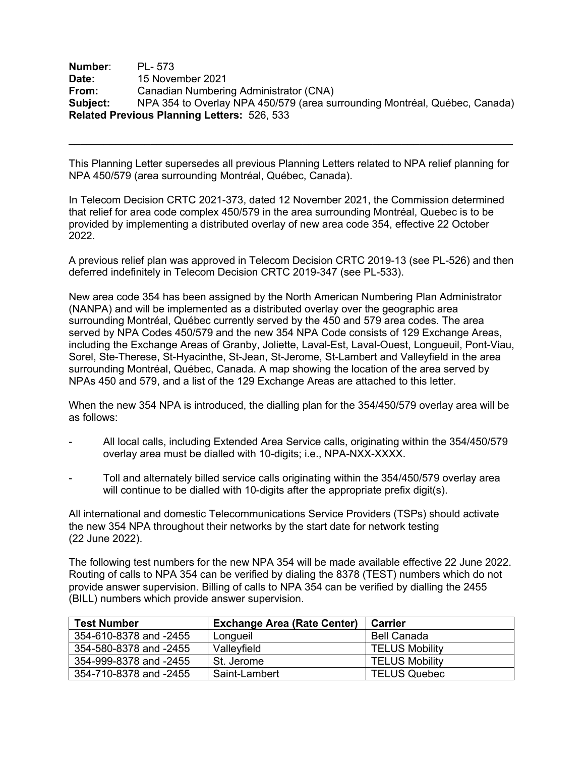**Number**: PL- 573
**Date:** 15 November 2021
**From:** Canadian Numbering Administrator (CNA)
**Subject:** NPA 354 to Overlay NPA 450/579 (area surrounding Montréal, Québec, Canada)
**Related Previous Planning Letters:** 526, 533

---

This Planning Letter supersedes all previous Planning Letters related to NPA relief planning for NPA 450/579 (area surrounding Montréal, Québec, Canada).

In Telecom Decision CRTC 2021-373, dated 12 November 2021, the Commission determined that relief for area code complex 450/579 in the area surrounding Montréal, Quebec is to be provided by implementing a distributed overlay of new area code 354, effective 22 October 2022.

A previous relief plan was approved in Telecom Decision CRTC 2019-13 (see PL-526) and then deferred indefinitely in Telecom Decision CRTC 2019-347 (see PL-533).

New area code 354 has been assigned by the North American Numbering Plan Administrator (NANPA) and will be implemented as a distributed overlay over the geographic area surrounding Montréal, Québec currently served by the 450 and 579 area codes. The area served by NPA Codes 450/579 and the new 354 NPA Code consists of 129 Exchange Areas, including the Exchange Areas of Granby, Joliette, Laval-Est, Laval-Ouest, Longueuil, Pont-Viau, Sorel, Ste-Therese, St-Hyacinthe, St-Jean, St-Jerome, St-Lambert and Valleyfield in the area surrounding Montréal, Québec, Canada. A map showing the location of the area served by NPAs 450 and 579, and a list of the 129 Exchange Areas are attached to this letter.

When the new 354 NPA is introduced, the dialling plan for the 354/450/579 overlay area will be as follows:

- All local calls, including Extended Area Service calls, originating within the 354/450/579 overlay area must be dialled with 10-digits; i.e., NPA-NXX-XXXX.
- Toll and alternately billed service calls originating within the 354/450/579 overlay area will continue to be dialled with 10-digits after the appropriate prefix digit(s).

All international and domestic Telecommunications Service Providers (TSPs) should activate the new 354 NPA throughout their networks by the start date for network testing (22 June 2022).

The following test numbers for the new NPA 354 will be made available effective 22 June 2022. Routing of calls to NPA 354 can be verified by dialing the 8378 (TEST) numbers which do not provide answer supervision. Billing of calls to NPA 354 can be verified by dialling the 2455 (BILL) numbers which provide answer supervision.

| Test Number | Exchange Area (Rate Center) | Carrier |
| --- | --- | --- |
| 354-610-8378 and -2455 | Longueil | Bell Canada |
| 354-580-8378 and -2455 | Valleyfield | TELUS Mobility |
| 354-999-8378 and -2455 | St. Jerome | TELUS Mobility |
| 354-710-8378 and -2455 | Saint-Lambert | TELUS Quebec |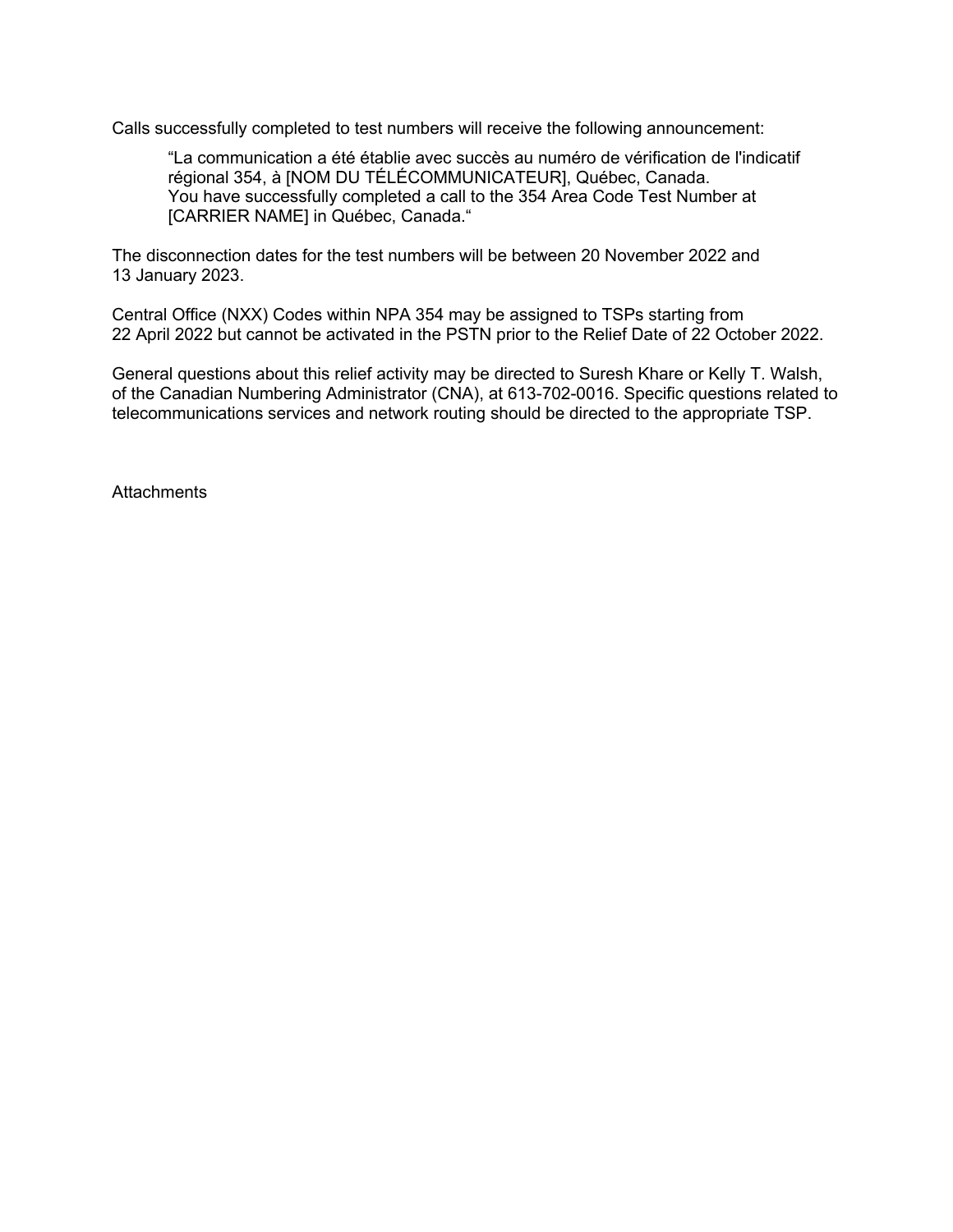Calls successfully completed to test numbers will receive the following announcement:

> “La communication a été établie avec succès au numéro de vérification de l'indicatif régional 354, à [NOM DU TÉLÉCOMMUNICATEUR], Québec, Canada.
> You have successfully completed a call to the 354 Area Code Test Number at [CARRIER NAME] in Québec, Canada.“

The disconnection dates for the test numbers will be between 20 November 2022 and 13 January 2023.

Central Office (NXX) Codes within NPA 354 may be assigned to TSPs starting from 22 April 2022 but cannot be activated in the PSTN prior to the Relief Date of 22 October 2022.

General questions about this relief activity may be directed to Suresh Khare or Kelly T. Walsh, of the Canadian Numbering Administrator (CNA), at 613-702-0016. Specific questions related to telecommunications services and network routing should be directed to the appropriate TSP.

Attachments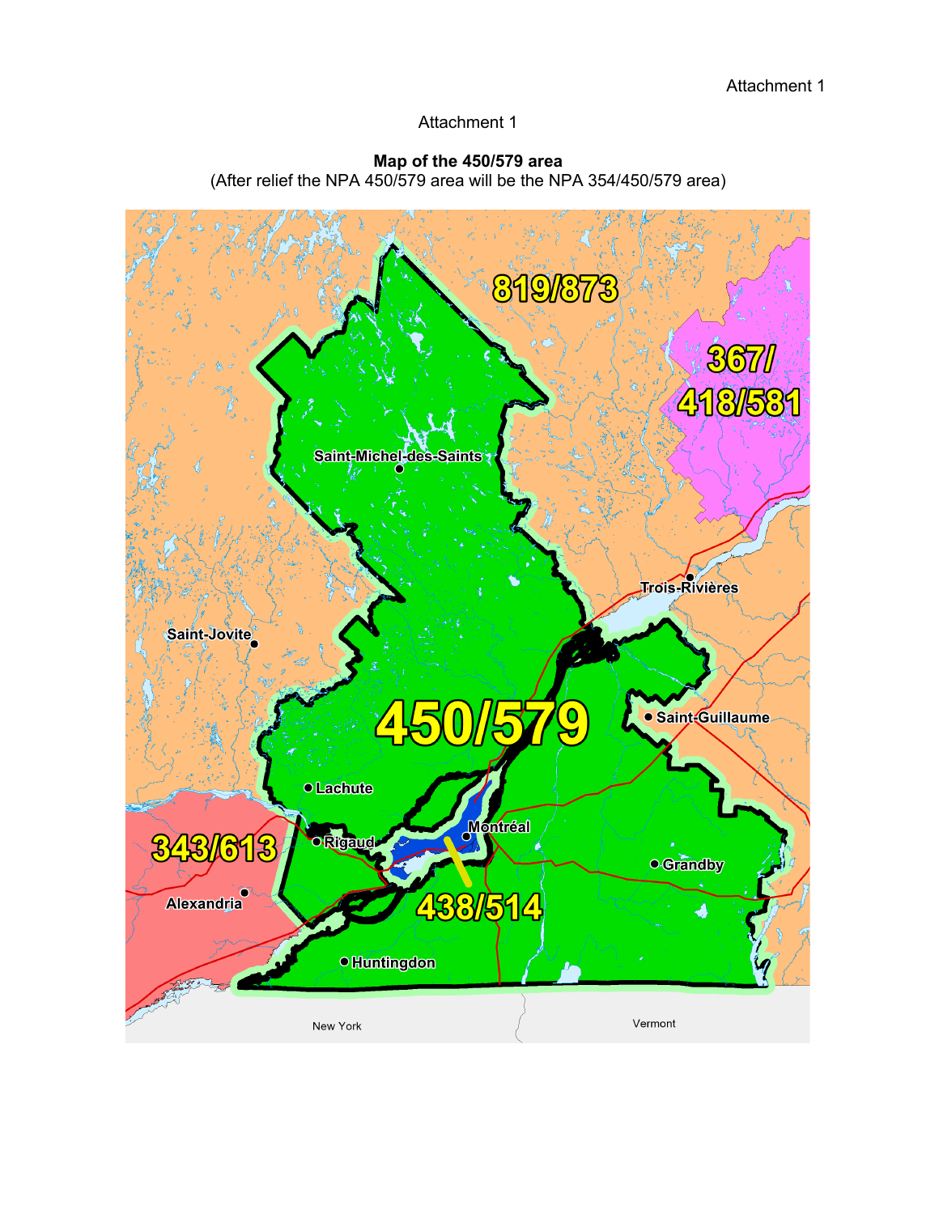Attachment 1

**Map of the 450/579 area**
(After relief the NPA 450/579 area will be the NPA 354/450/579 area)

819/873

367/
418/581

Saint-Michel-des-Saints

Trois-Rivières

Saint-Jovite

450/579

Saint-Guillaume

Lachute

343/613

Rigaud

Montréal

Grandby

Alexandria

438/514

Huntingdon

New York

Vermont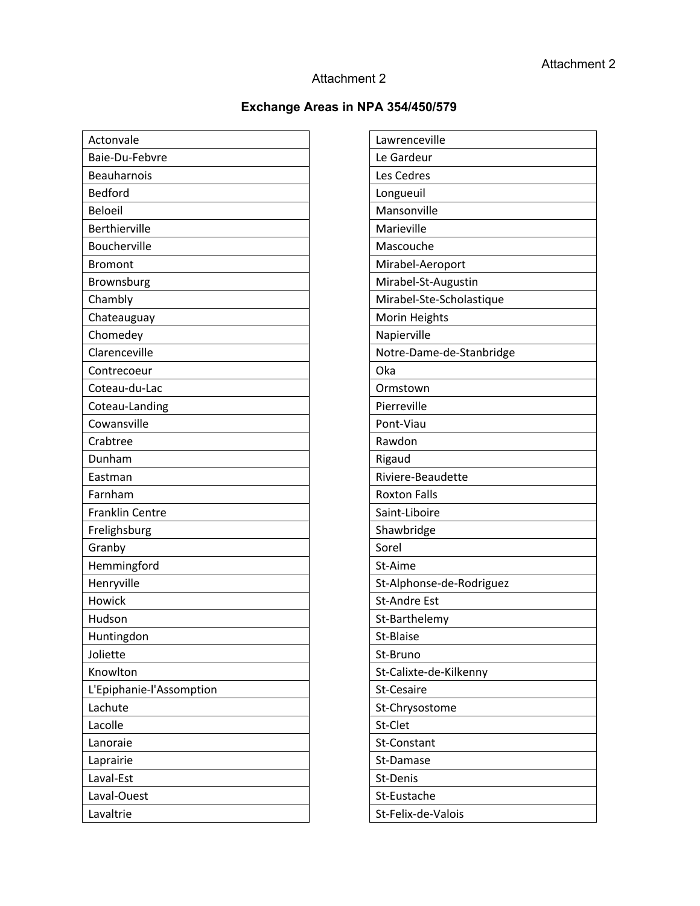Attachment 2

**Exchange Areas in NPA 354/450/579**

| Actonvale |
|---|
| Baie-Du-Febvre |
| Beauharnois |
| Bedford |
| Beloeil |
| Berthierville |
| Boucherville |
| Bromont |
| Brownsburg |
| Chambly |
| Chateauguay |
| Chomedey |
| Clarenceville |
| Contrecoeur |
| Coteau-du-Lac |
| Coteau-Landing |
| Cowansville |
| Crabtree |
| Dunham |
| Eastman |
| Farnham |
| Franklin Centre |
| Frelighsburg |
| Granby |
| Hemmingford |
| Henryville |
| Howick |
| Hudson |
| Huntingdon |
| Joliette |
| Knowlton |
| L'Epiphanie-l'Assomption |
| Lachute |
| Lacolle |
| Lanoraie |
| Laprairie |
| Laval-Est |
| Laval-Ouest |
| Lavaltrie |

| Lawrenceville |
|---|
| Le Gardeur |
| Les Cedres |
| Longueuil |
| Mansonville |
| Marieville |
| Mascouche |
| Mirabel-Aeroport |
| Mirabel-St-Augustin |
| Mirabel-Ste-Scholastique |
| Morin Heights |
| Napierville |
| Notre-Dame-de-Stanbridge |
| Oka |
| Ormstown |
| Pierreville |
| Pont-Viau |
| Rawdon |
| Rigaud |
| Riviere-Beaudette |
| Roxton Falls |
| Saint-Liboire |
| Shawbridge |
| Sorel |
| St-Aime |
| St-Alphonse-de-Rodriguez |
| St-Andre Est |
| St-Barthelemy |
| St-Blaise |
| St-Bruno |
| St-Calixte-de-Kilkenny |
| St-Cesaire |
| St-Chrysostome |
| St-Clet |
| St-Constant |
| St-Damase |
| St-Denis |
| St-Eustache |
| St-Felix-de-Valois |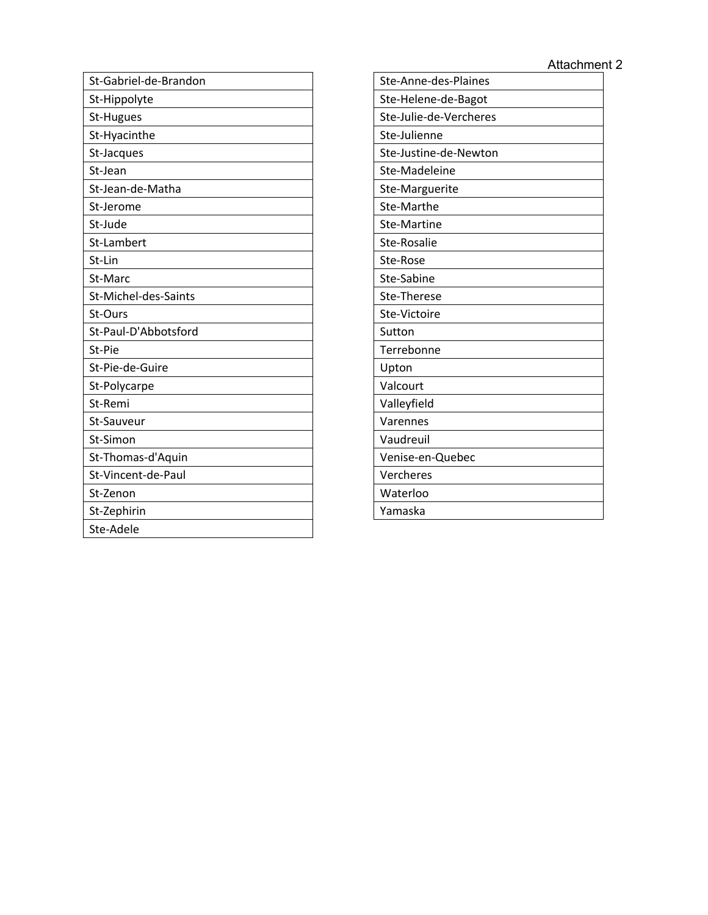Attachment 2

| |
|---|
| St-Gabriel-de-Brandon |
| St-Hippolyte |
| St-Hugues |
| St-Hyacinthe |
| St-Jacques |
| St-Jean |
| St-Jean-de-Matha |
| St-Jerome |
| St-Jude |
| St-Lambert |
| St-Lin |
| St-Marc |
| St-Michel-des-Saints |
| St-Ours |
| St-Paul-D'Abbotsford |
| St-Pie |
| St-Pie-de-Guire |
| St-Polycarpe |
| St-Remi |
| St-Sauveur |
| St-Simon |
| St-Thomas-d'Aquin |
| St-Vincent-de-Paul |
| St-Zenon |
| St-Zephirin |
| Ste-Adele |

| |
|---|
| Ste-Anne-des-Plaines |
| Ste-Helene-de-Bagot |
| Ste-Julie-de-Vercheres |
| Ste-Julienne |
| Ste-Justine-de-Newton |
| Ste-Madeleine |
| Ste-Marguerite |
| Ste-Marthe |
| Ste-Martine |
| Ste-Rosalie |
| Ste-Rose |
| Ste-Sabine |
| Ste-Therese |
| Ste-Victoire |
| Sutton |
| Terrebonne |
| Upton |
| Valcourt |
| Valleyfield |
| Varennes |
| Vaudreuil |
| Venise-en-Quebec |
| Vercheres |
| Waterloo |
| Yamaska |